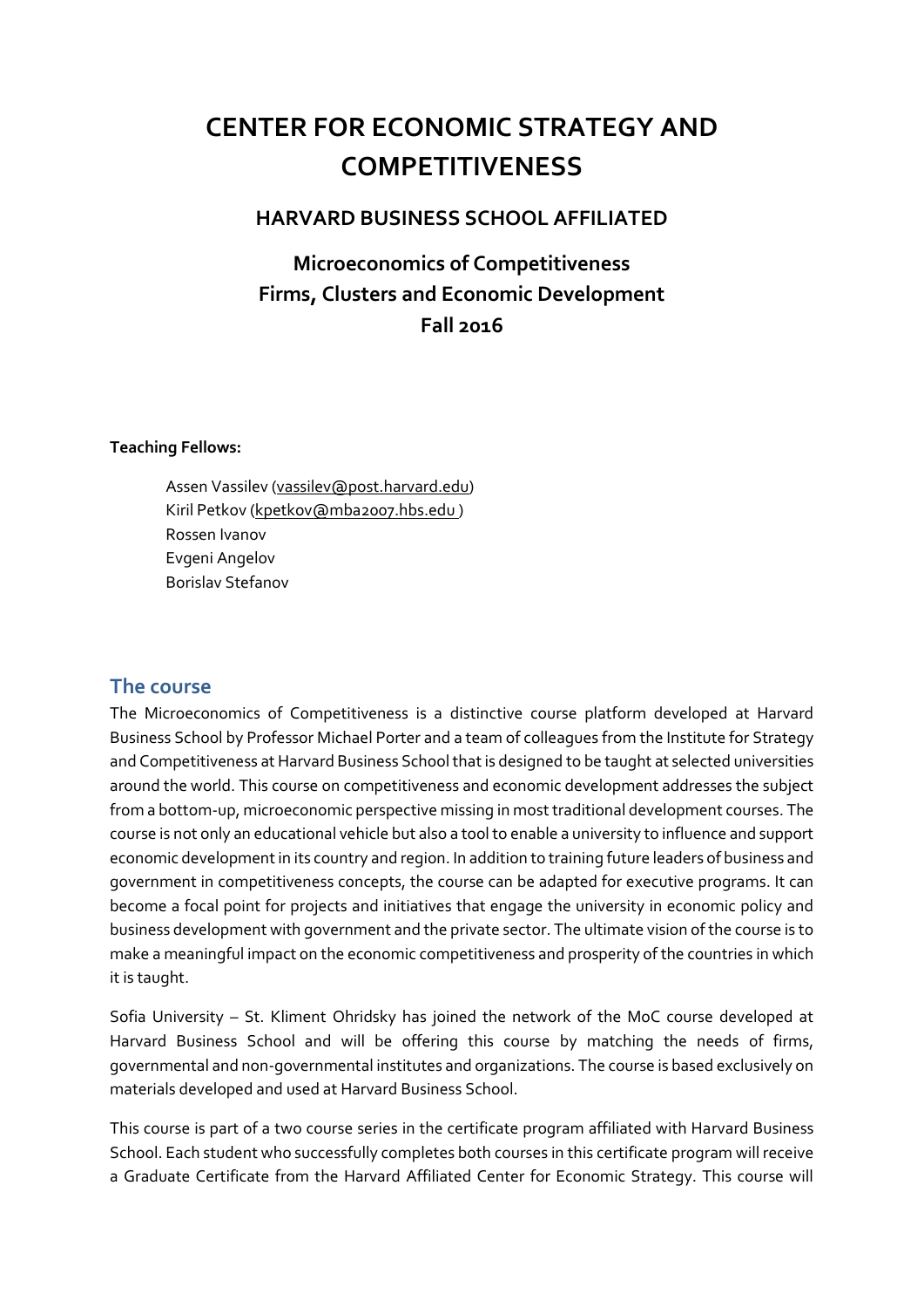# CENTER FOR ECONOMIC STRATEGY AND COMPETITIVENESS

## HARVARD BUSINESS SCHOOL AFFILIATED

### Microeconomics of Competitiveness
### Firms, Clusters and Economic Development
### Fall 2016

**Teaching Fellows:**

Assen Vassilev (vassilev@post.harvard.edu)
Kiril Petkov (kpetkov@mba2007.hbs.edu )
Rossen Ivanov
Evgeni Angelov
Borislav Stefanov

## The course

The Microeconomics of Competitiveness is a distinctive course platform developed at Harvard Business School by Professor Michael Porter and a team of colleagues from the Institute for Strategy and Competitiveness at Harvard Business School that is designed to be taught at selected universities around the world. This course on competitiveness and economic development addresses the subject from a bottom-up, microeconomic perspective missing in most traditional development courses. The course is not only an educational vehicle but also a tool to enable a university to influence and support economic development in its country and region. In addition to training future leaders of business and government in competitiveness concepts, the course can be adapted for executive programs. It can become a focal point for projects and initiatives that engage the university in economic policy and business development with government and the private sector. The ultimate vision of the course is to make a meaningful impact on the economic competitiveness and prosperity of the countries in which it is taught.

Sofia University – St. Kliment Ohridsky has joined the network of the MoC course developed at Harvard Business School and will be offering this course by matching the needs of firms, governmental and non-governmental institutes and organizations. The course is based exclusively on materials developed and used at Harvard Business School.

This course is part of a two course series in the certificate program affiliated with Harvard Business School. Each student who successfully completes both courses in this certificate program will receive a Graduate Certificate from the Harvard Affiliated Center for Economic Strategy. This course will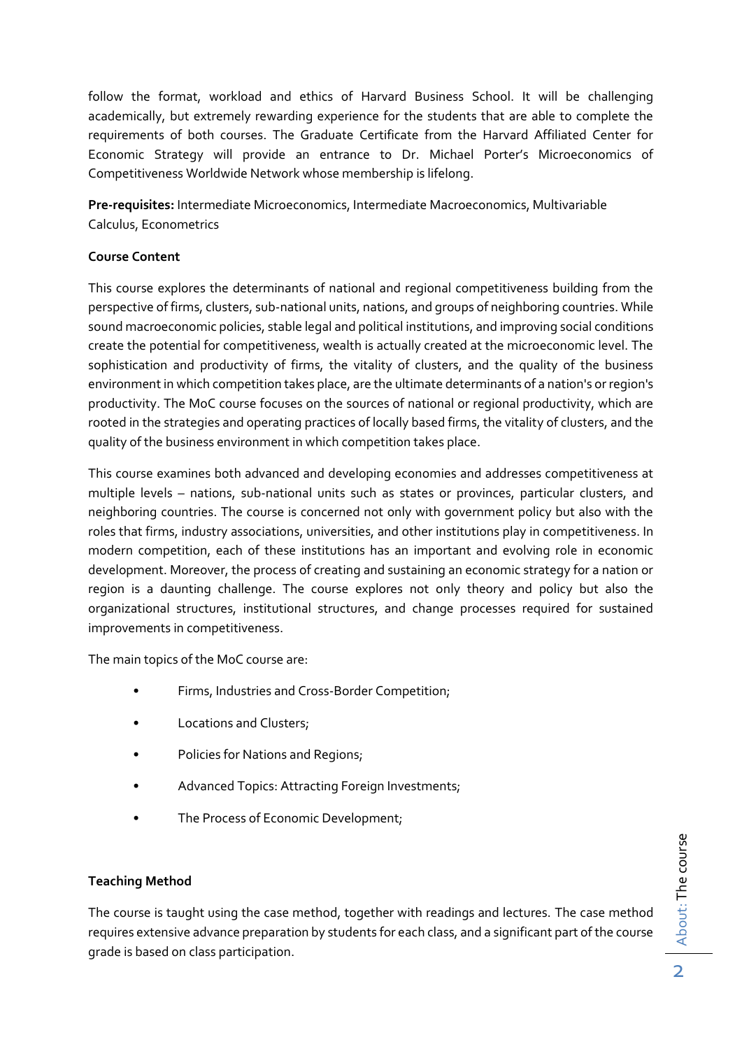follow the format, workload and ethics of Harvard Business School. It will be challenging academically, but extremely rewarding experience for the students that are able to complete the requirements of both courses. The Graduate Certificate from the Harvard Affiliated Center for Economic Strategy will provide an entrance to Dr. Michael Porter's Microeconomics of Competitiveness Worldwide Network whose membership is lifelong.

**Pre-requisites:** Intermediate Microeconomics, Intermediate Macroeconomics, Multivariable Calculus, Econometrics

**Course Content**

This course explores the determinants of national and regional competitiveness building from the perspective of firms, clusters, sub-national units, nations, and groups of neighboring countries. While sound macroeconomic policies, stable legal and political institutions, and improving social conditions create the potential for competitiveness, wealth is actually created at the microeconomic level. The sophistication and productivity of firms, the vitality of clusters, and the quality of the business environment in which competition takes place, are the ultimate determinants of a nation's or region's productivity. The MoC course focuses on the sources of national or regional productivity, which are rooted in the strategies and operating practices of locally based firms, the vitality of clusters, and the quality of the business environment in which competition takes place.

This course examines both advanced and developing economies and addresses competitiveness at multiple levels – nations, sub-national units such as states or provinces, particular clusters, and neighboring countries. The course is concerned not only with government policy but also with the roles that firms, industry associations, universities, and other institutions play in competitiveness. In modern competition, each of these institutions has an important and evolving role in economic development. Moreover, the process of creating and sustaining an economic strategy for a nation or region is a daunting challenge. The course explores not only theory and policy but also the organizational structures, institutional structures, and change processes required for sustained improvements in competitiveness.

The main topics of the MoC course are:

- Firms, Industries and Cross-Border Competition;
- Locations and Clusters;
- Policies for Nations and Regions;
- Advanced Topics: Attracting Foreign Investments;
- The Process of Economic Development;

**Teaching Method**

The course is taught using the case method, together with readings and lectures. The case method requires extensive advance preparation by students for each class, and a significant part of the course grade is based on class participation.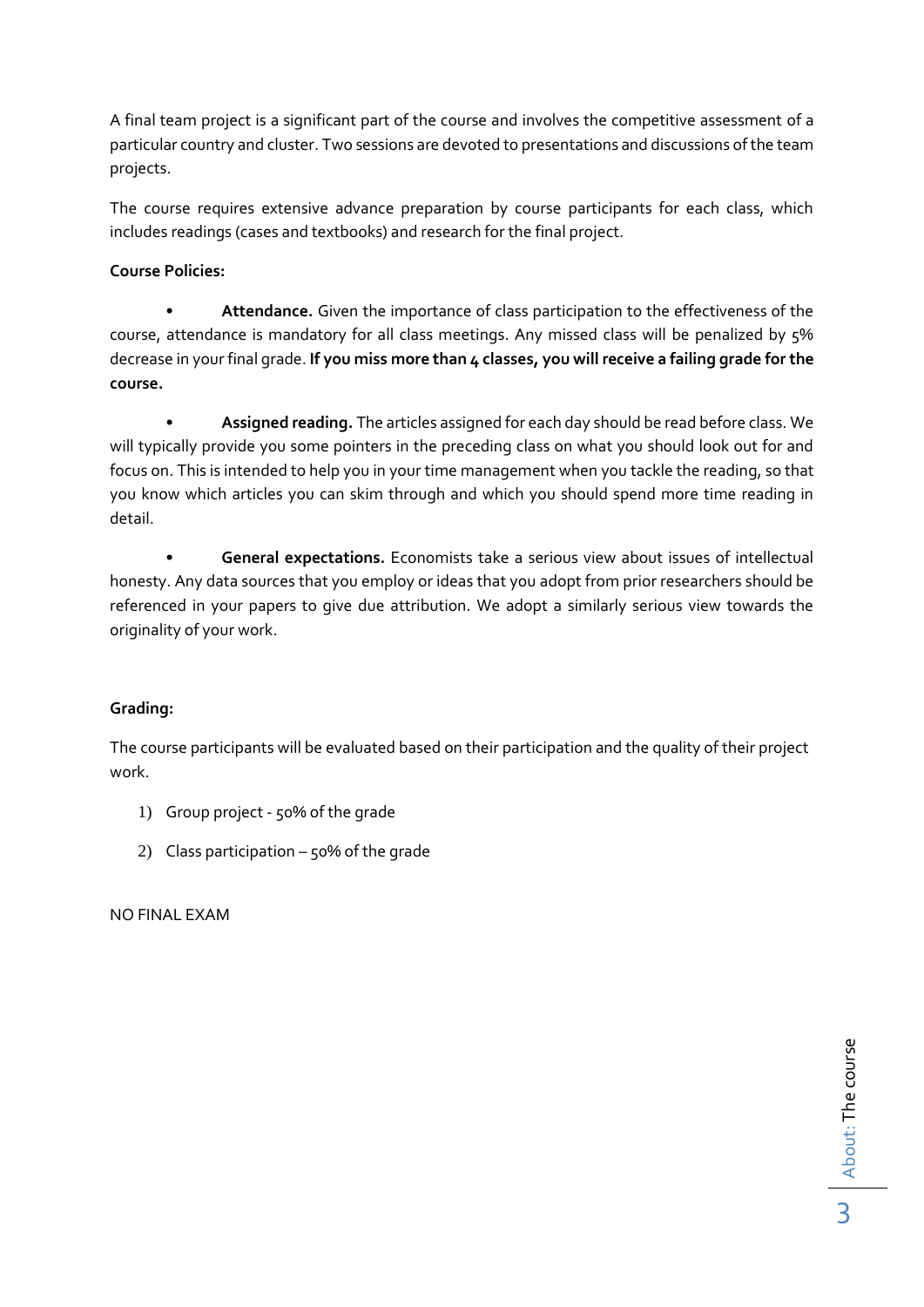A final team project is a significant part of the course and involves the competitive assessment of a particular country and cluster. Two sessions are devoted to presentations and discussions of the team projects.

The course requires extensive advance preparation by course participants for each class, which includes readings (cases and textbooks) and research for the final project.

**Course Policies:**

- **Attendance.** Given the importance of class participation to the effectiveness of the course, attendance is mandatory for all class meetings. Any missed class will be penalized by 5% decrease in your final grade. **If you miss more than 4 classes, you will receive a failing grade for the course.**

- **Assigned reading.** The articles assigned for each day should be read before class. We will typically provide you some pointers in the preceding class on what you should look out for and focus on. This is intended to help you in your time management when you tackle the reading, so that you know which articles you can skim through and which you should spend more time reading in detail.

- **General expectations.** Economists take a serious view about issues of intellectual honesty. Any data sources that you employ or ideas that you adopt from prior researchers should be referenced in your papers to give due attribution. We adopt a similarly serious view towards the originality of your work.

**Grading:**

The course participants will be evaluated based on their participation and the quality of their project work.

1) Group project - 50% of the grade
2) Class participation – 50% of the grade

NO FINAL EXAM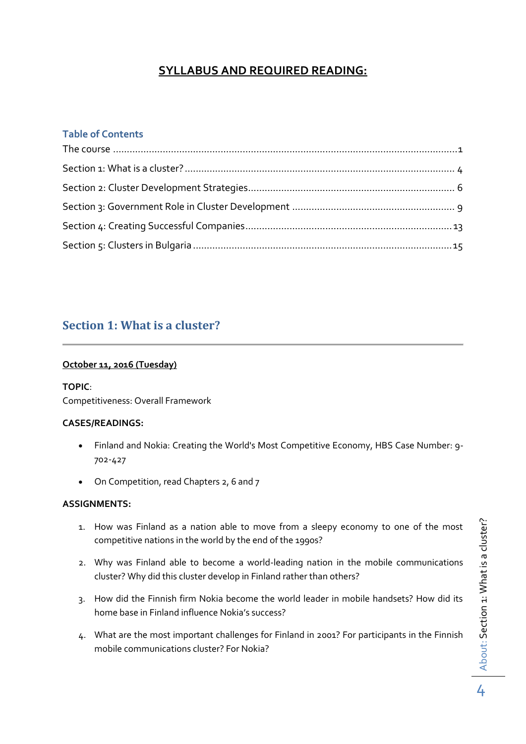# SYLLABUS AND REQUIRED READING:

## Table of Contents

The course ........................................................................................................................1

Section 1: What is a cluster? ..................................................................................... 4

Section 2: Cluster Development Strategies.............................................................. 6

Section 3: Government Role in Cluster Development ............................................ 9

Section 4: Creating Successful Companies.............................................................13

Section 5: Clusters in Bulgaria ..................................................................................15

## Section 1: What is a cluster?

**October 11, 2016 (Tuesday)**

**TOPIC**:
Competitiveness: Overall Framework

**CASES/READINGS:**

- Finland and Nokia: Creating the World's Most Competitive Economy, HBS Case Number: 9-702-427
- On Competition, read Chapters 2, 6 and 7

**ASSIGNMENTS:**

1. How was Finland as a nation able to move from a sleepy economy to one of the most competitive nations in the world by the end of the 1990s?
2. Why was Finland able to become a world-leading nation in the mobile communications cluster? Why did this cluster develop in Finland rather than others?
3. How did the Finnish firm Nokia become the world leader in mobile handsets? How did its home base in Finland influence Nokia's success?
4. What are the most important challenges for Finland in 2001? For participants in the Finnish mobile communications cluster? For Nokia?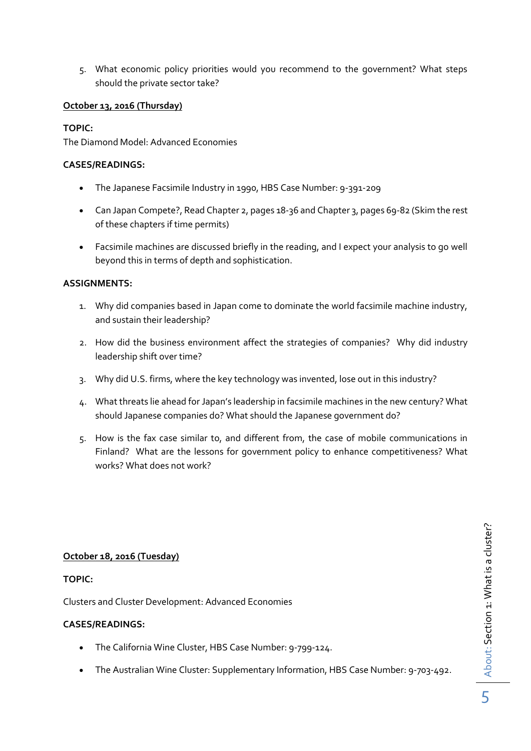5. What economic policy priorities would you recommend to the government? What steps should the private sector take?

**October 13, 2016 (Thursday)**

**TOPIC:**

The Diamond Model: Advanced Economies

**CASES/READINGS:**

- The Japanese Facsimile Industry in 1990, HBS Case Number: 9-391-209
- Can Japan Compete?, Read Chapter 2, pages 18-36 and Chapter 3, pages 69-82 (Skim the rest of these chapters if time permits)
- Facsimile machines are discussed briefly in the reading, and I expect your analysis to go well beyond this in terms of depth and sophistication.

**ASSIGNMENTS:**

1. Why did companies based in Japan come to dominate the world facsimile machine industry, and sustain their leadership?
2. How did the business environment affect the strategies of companies? Why did industry leadership shift over time?
3. Why did U.S. firms, where the key technology was invented, lose out in this industry?
4. What threats lie ahead for Japan's leadership in facsimile machines in the new century? What should Japanese companies do? What should the Japanese government do?
5. How is the fax case similar to, and different from, the case of mobile communications in Finland? What are the lessons for government policy to enhance competitiveness? What works? What does not work?

**October 18, 2016 (Tuesday)**

**TOPIC:**

Clusters and Cluster Development: Advanced Economies

**CASES/READINGS:**

- The California Wine Cluster, HBS Case Number: 9-799-124.
- The Australian Wine Cluster: Supplementary Information, HBS Case Number: 9-703-492.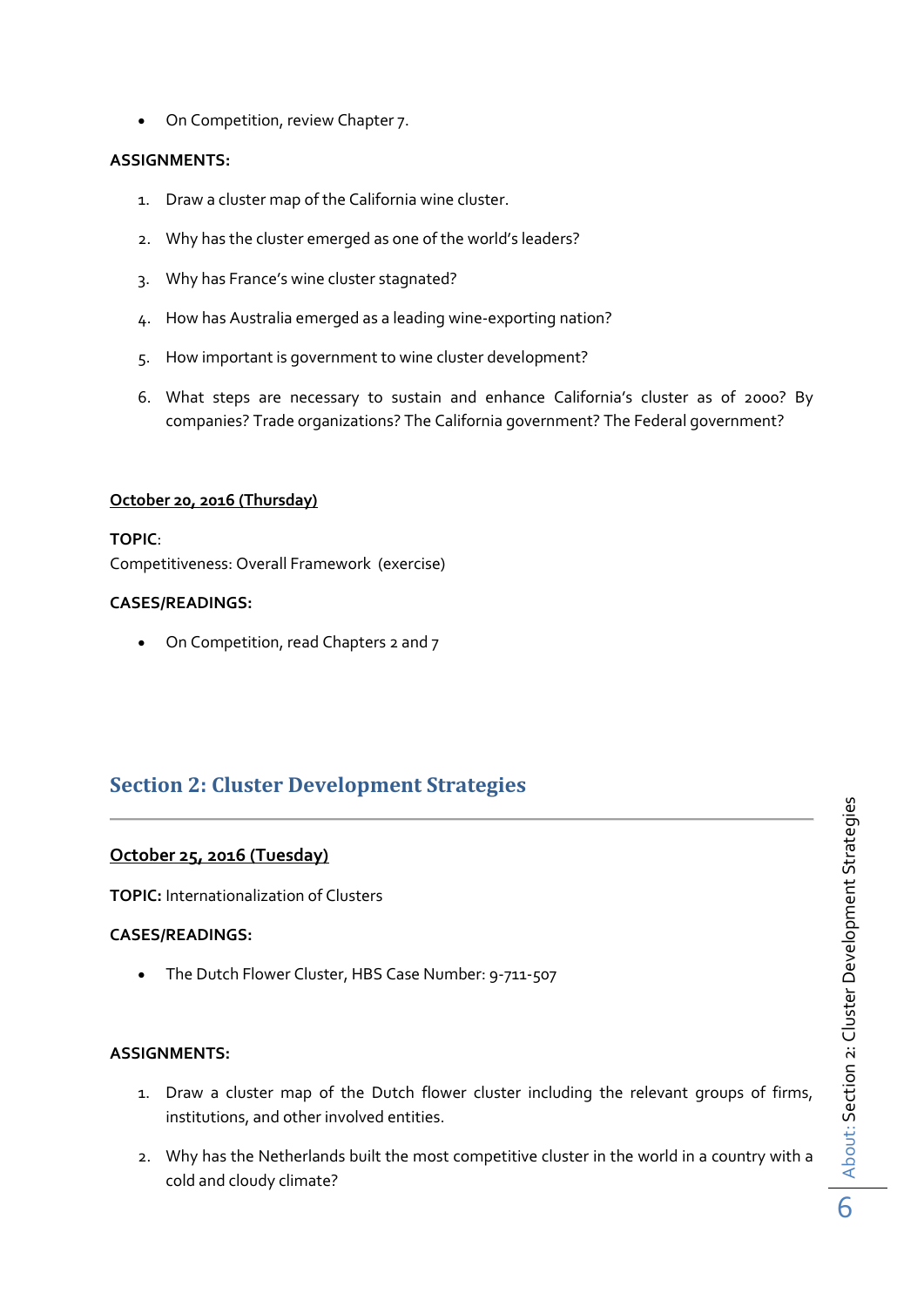- On Competition, review Chapter 7.

**ASSIGNMENTS:**

1. Draw a cluster map of the California wine cluster.
2. Why has the cluster emerged as one of the world's leaders?
3. Why has France's wine cluster stagnated?
4. How has Australia emerged as a leading wine-exporting nation?
5. How important is government to wine cluster development?
6. What steps are necessary to sustain and enhance California's cluster as of 2000? By companies? Trade organizations? The California government? The Federal government?

**October 20, 2016 (Thursday)**

**TOPIC**:
Competitiveness: Overall Framework (exercise)

**CASES/READINGS:**

- On Competition, read Chapters 2 and 7

## Section 2: Cluster Development Strategies

**October 25, 2016 (Tuesday)**

**TOPIC:** Internationalization of Clusters

**CASES/READINGS:**

- The Dutch Flower Cluster, HBS Case Number: 9-711-507

**ASSIGNMENTS:**

1. Draw a cluster map of the Dutch flower cluster including the relevant groups of firms, institutions, and other involved entities.
2. Why has the Netherlands built the most competitive cluster in the world in a country with a cold and cloudy climate?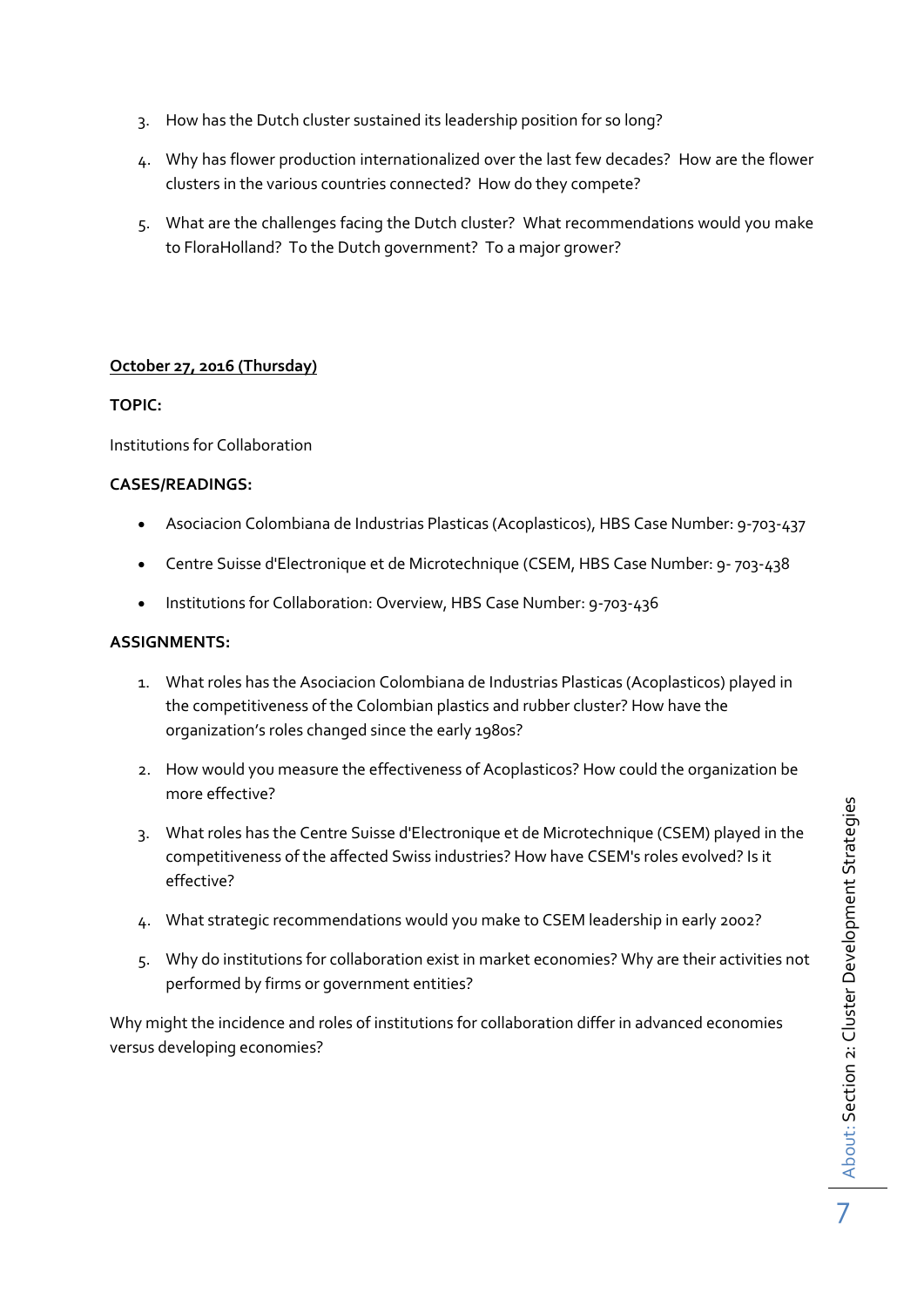3. How has the Dutch cluster sustained its leadership position for so long?

4. Why has flower production internationalized over the last few decades? How are the flower clusters in the various countries connected? How do they compete?

5. What are the challenges facing the Dutch cluster? What recommendations would you make to FloraHolland? To the Dutch government? To a major grower?

**October 27, 2016 (Thursday)**

**TOPIC:**

Institutions for Collaboration

**CASES/READINGS:**

- Asociacion Colombiana de Industrias Plasticas (Acoplasticos), HBS Case Number: 9-703-437
- Centre Suisse d'Electronique et de Microtechnique (CSEM, HBS Case Number: 9- 703-438
- Institutions for Collaboration: Overview, HBS Case Number: 9-703-436

**ASSIGNMENTS:**

1. What roles has the Asociacion Colombiana de Industrias Plasticas (Acoplasticos) played in the competitiveness of the Colombian plastics and rubber cluster? How have the organization's roles changed since the early 1980s?

2. How would you measure the effectiveness of Acoplasticos? How could the organization be more effective?

3. What roles has the Centre Suisse d'Electronique et de Microtechnique (CSEM) played in the competitiveness of the affected Swiss industries? How have CSEM's roles evolved? Is it effective?

4. What strategic recommendations would you make to CSEM leadership in early 2002?

5. Why do institutions for collaboration exist in market economies? Why are their activities not performed by firms or government entities?

Why might the incidence and roles of institutions for collaboration differ in advanced economies versus developing economies?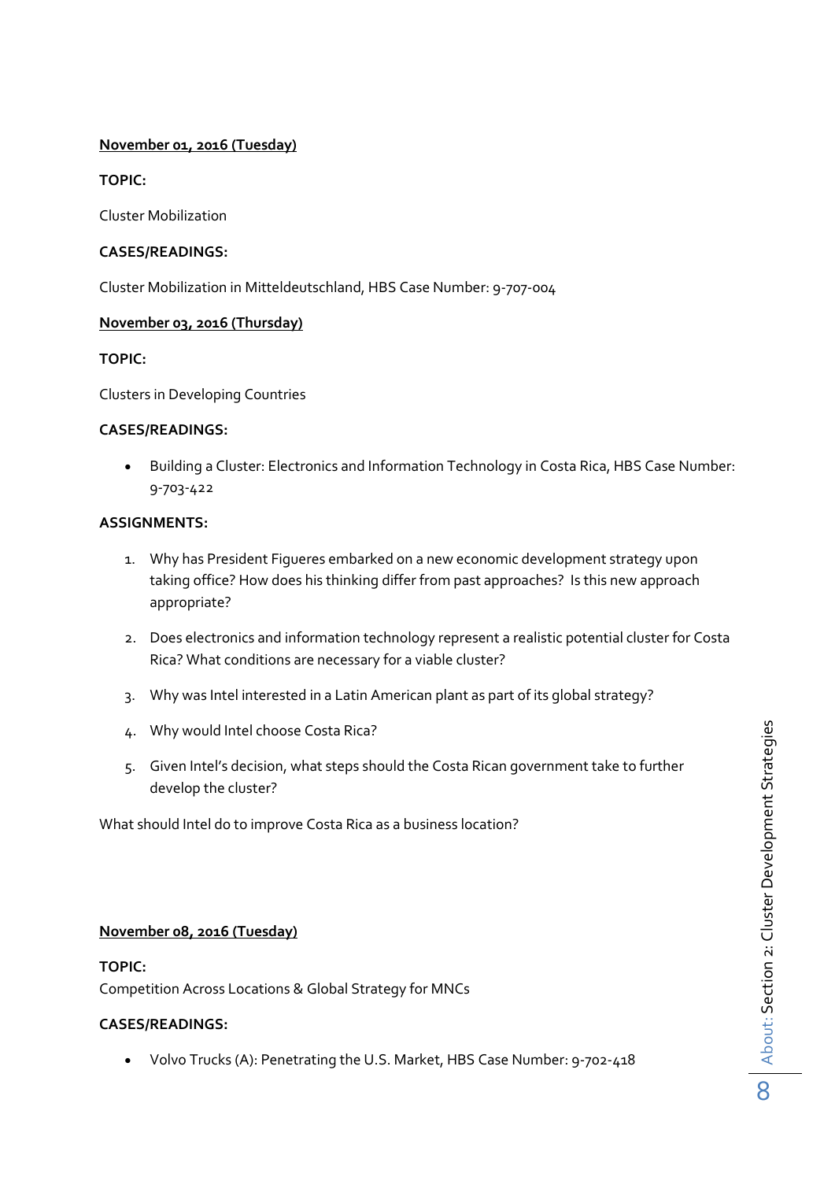**<u>November 01, 2016 (Tuesday)</u>**

**TOPIC:**

Cluster Mobilization

**CASES/READINGS:**

Cluster Mobilization in Mitteldeutschland, HBS Case Number: 9-707-004

**<u>November 03, 2016 (Thursday)</u>**

**TOPIC:**

Clusters in Developing Countries

**CASES/READINGS:**

- Building a Cluster: Electronics and Information Technology in Costa Rica, HBS Case Number: 9-703-422

**ASSIGNMENTS:**

1. Why has President Figueres embarked on a new economic development strategy upon taking office? How does his thinking differ from past approaches? Is this new approach appropriate?
2. Does electronics and information technology represent a realistic potential cluster for Costa Rica? What conditions are necessary for a viable cluster?
3. Why was Intel interested in a Latin American plant as part of its global strategy?
4. Why would Intel choose Costa Rica?
5. Given Intel's decision, what steps should the Costa Rican government take to further develop the cluster?

What should Intel do to improve Costa Rica as a business location?

**<u>November 08, 2016 (Tuesday)</u>**

**TOPIC:**
Competition Across Locations & Global Strategy for MNCs

**CASES/READINGS:**

- Volvo Trucks (A): Penetrating the U.S. Market, HBS Case Number: 9-702-418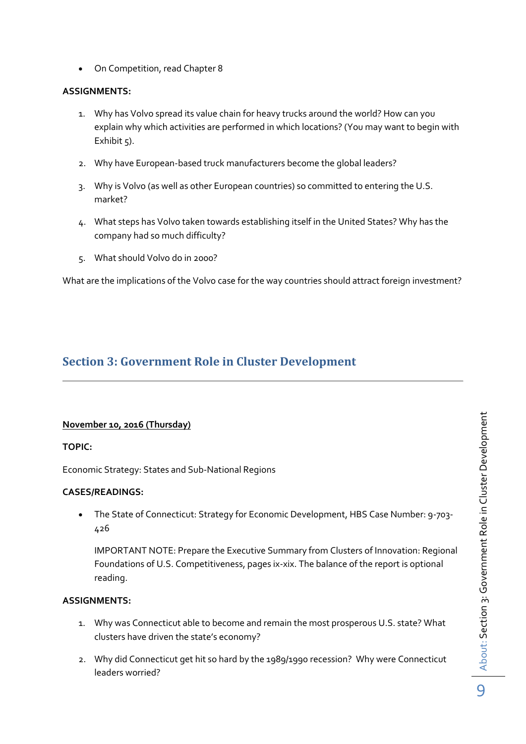- On Competition, read Chapter 8

**ASSIGNMENTS:**

1. Why has Volvo spread its value chain for heavy trucks around the world? How can you explain why which activities are performed in which locations? (You may want to begin with Exhibit 5).
2. Why have European-based truck manufacturers become the global leaders?
3. Why is Volvo (as well as other European countries) so committed to entering the U.S. market?
4. What steps has Volvo taken towards establishing itself in the United States? Why has the company had so much difficulty?
5. What should Volvo do in 2000?

What are the implications of the Volvo case for the way countries should attract foreign investment?

## Section 3: Government Role in Cluster Development

**November 10, 2016 (Thursday)**

**TOPIC:**

Economic Strategy: States and Sub-National Regions

**CASES/READINGS:**

- The State of Connecticut: Strategy for Economic Development, HBS Case Number: 9-703-426

  IMPORTANT NOTE: Prepare the Executive Summary from Clusters of Innovation: Regional Foundations of U.S. Competitiveness, pages ix-xix. The balance of the report is optional reading.

**ASSIGNMENTS:**

1. Why was Connecticut able to become and remain the most prosperous U.S. state? What clusters have driven the state's economy?
2. Why did Connecticut get hit so hard by the 1989/1990 recession? Why were Connecticut leaders worried?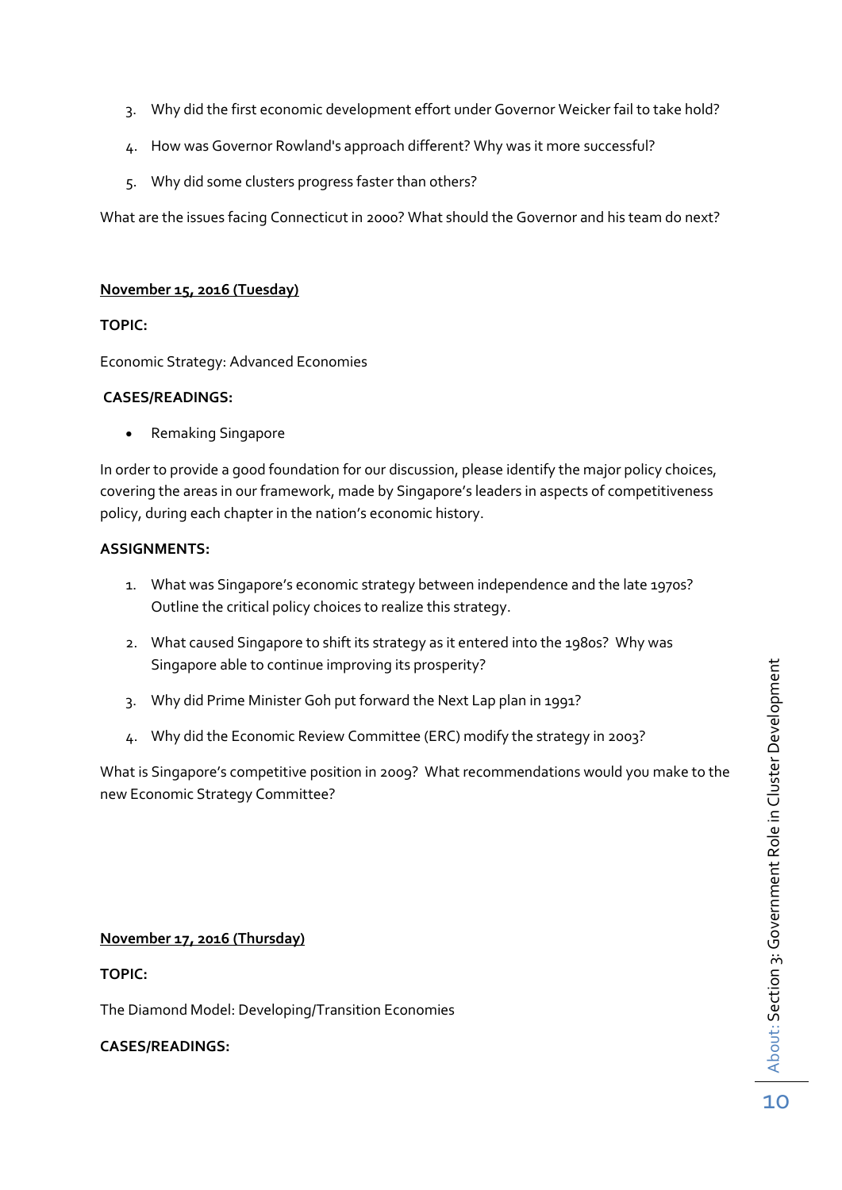3. Why did the first economic development effort under Governor Weicker fail to take hold?

4. How was Governor Rowland's approach different? Why was it more successful?

5. Why did some clusters progress faster than others?

What are the issues facing Connecticut in 2000? What should the Governor and his team do next?

**November 15, 2016 (Tuesday)**

**TOPIC:**

Economic Strategy: Advanced Economies

**CASES/READINGS:**

- Remaking Singapore

In order to provide a good foundation for our discussion, please identify the major policy choices, covering the areas in our framework, made by Singapore's leaders in aspects of competitiveness policy, during each chapter in the nation's economic history.

**ASSIGNMENTS:**

1. What was Singapore's economic strategy between independence and the late 1970s? Outline the critical policy choices to realize this strategy.

2. What caused Singapore to shift its strategy as it entered into the 1980s? Why was Singapore able to continue improving its prosperity?

3. Why did Prime Minister Goh put forward the Next Lap plan in 1991?

4. Why did the Economic Review Committee (ERC) modify the strategy in 2003?

What is Singapore's competitive position in 2009? What recommendations would you make to the new Economic Strategy Committee?

**November 17, 2016 (Thursday)**

**TOPIC:**

The Diamond Model: Developing/Transition Economies

**CASES/READINGS:**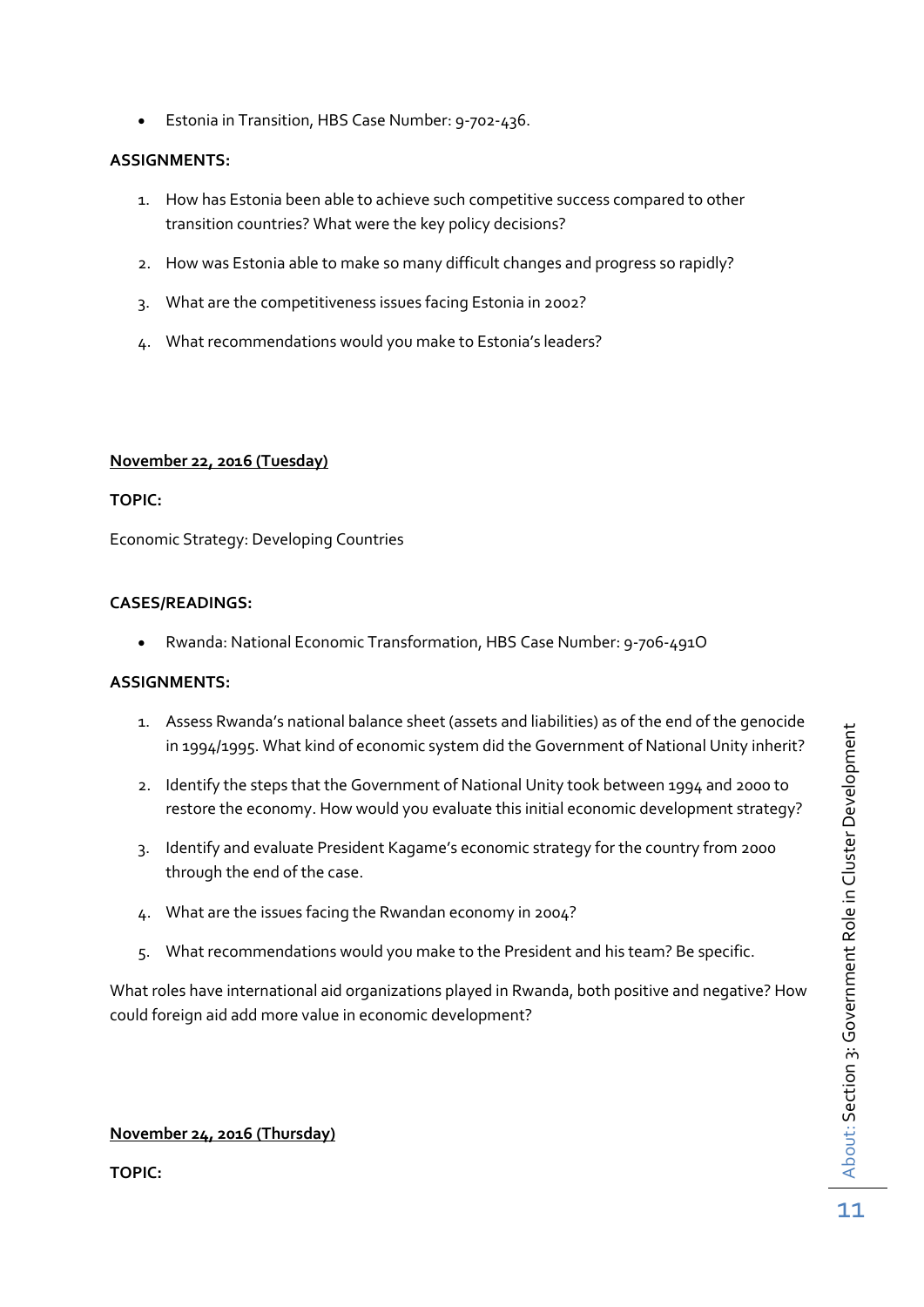- Estonia in Transition, HBS Case Number: 9-702-436.

**ASSIGNMENTS:**

1. How has Estonia been able to achieve such competitive success compared to other transition countries? What were the key policy decisions?
2. How was Estonia able to make so many difficult changes and progress so rapidly?
3. What are the competitiveness issues facing Estonia in 2002?
4. What recommendations would you make to Estonia's leaders?

**November 22, 2016 (Tuesday)**

**TOPIC:**

Economic Strategy: Developing Countries

**CASES/READINGS:**

- Rwanda: National Economic Transformation, HBS Case Number: 9-706-491O

**ASSIGNMENTS:**

1. Assess Rwanda's national balance sheet (assets and liabilities) as of the end of the genocide in 1994/1995. What kind of economic system did the Government of National Unity inherit?
2. Identify the steps that the Government of National Unity took between 1994 and 2000 to restore the economy. How would you evaluate this initial economic development strategy?
3. Identify and evaluate President Kagame's economic strategy for the country from 2000 through the end of the case.
4. What are the issues facing the Rwandan economy in 2004?
5. What recommendations would you make to the President and his team? Be specific.

What roles have international aid organizations played in Rwanda, both positive and negative? How could foreign aid add more value in economic development?

**November 24, 2016 (Thursday)**

**TOPIC:**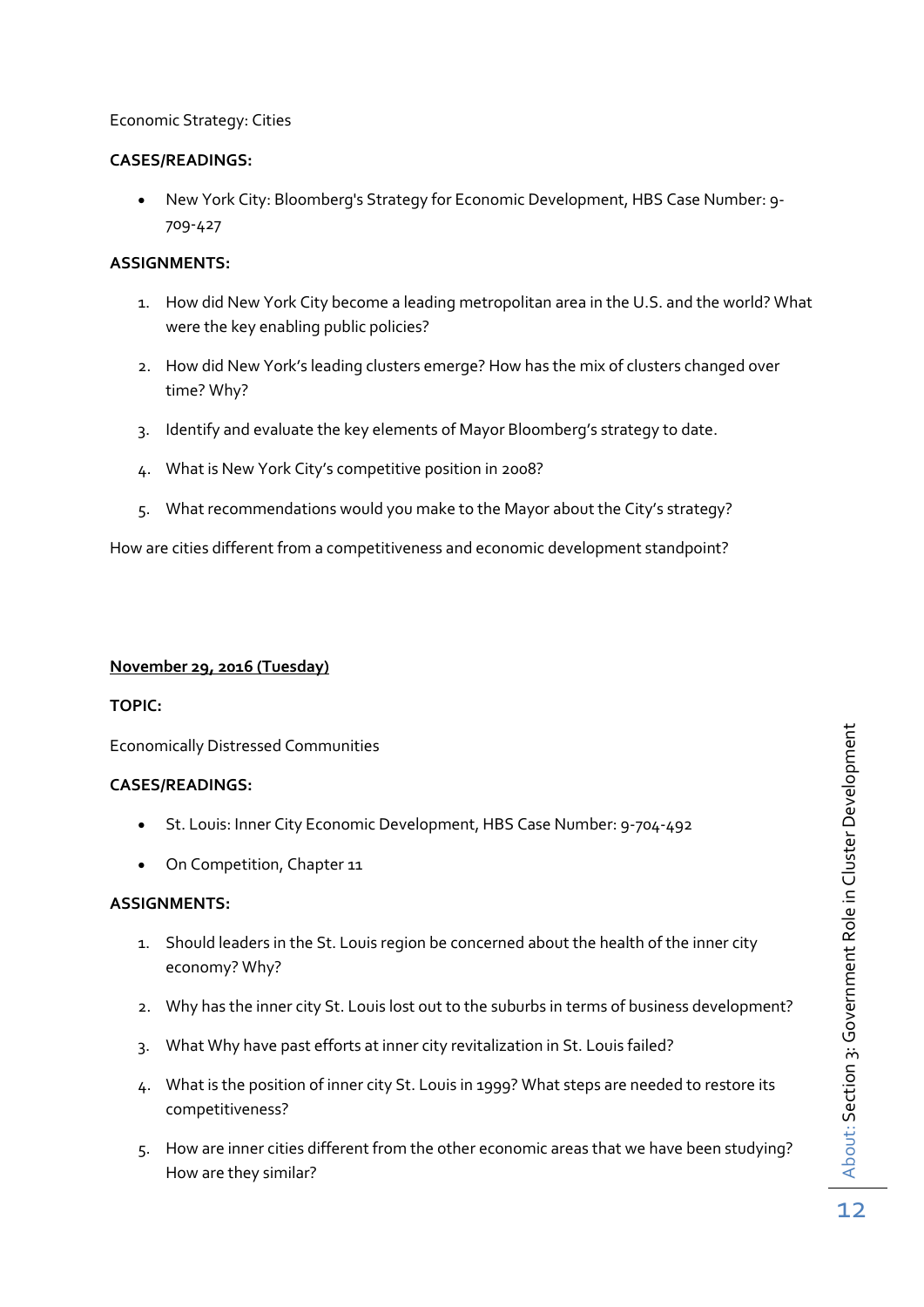Economic Strategy: Cities

**CASES/READINGS:**

- New York City: Bloomberg's Strategy for Economic Development, HBS Case Number: 9-709-427

**ASSIGNMENTS:**

1. How did New York City become a leading metropolitan area in the U.S. and the world? What were the key enabling public policies?
2. How did New York's leading clusters emerge? How has the mix of clusters changed over time? Why?
3. Identify and evaluate the key elements of Mayor Bloomberg's strategy to date.
4. What is New York City's competitive position in 2008?
5. What recommendations would you make to the Mayor about the City's strategy?

How are cities different from a competitiveness and economic development standpoint?

**November 29, 2016 (Tuesday)**

**TOPIC:**

Economically Distressed Communities

**CASES/READINGS:**

- St. Louis: Inner City Economic Development, HBS Case Number: 9-704-492
- On Competition, Chapter 11

**ASSIGNMENTS:**

1. Should leaders in the St. Louis region be concerned about the health of the inner city economy? Why?
2. Why has the inner city St. Louis lost out to the suburbs in terms of business development?
3. What Why have past efforts at inner city revitalization in St. Louis failed?
4. What is the position of inner city St. Louis in 1999? What steps are needed to restore its competitiveness?
5. How are inner cities different from the other economic areas that we have been studying? How are they similar?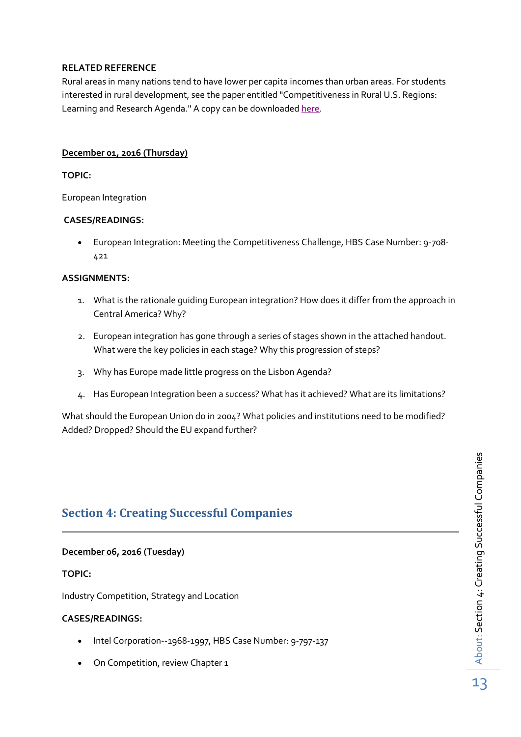**RELATED REFERENCE**

Rural areas in many nations tend to have lower per capita incomes than urban areas. For students interested in rural development, see the paper entitled "Competitiveness in Rural U.S. Regions: Learning and Research Agenda." A copy can be downloaded here.

**December 01, 2016 (Thursday)**

**TOPIC:**

European Integration

**CASES/READINGS:**

- European Integration: Meeting the Competitiveness Challenge, HBS Case Number: 9-708-421

**ASSIGNMENTS:**

1. What is the rationale guiding European integration? How does it differ from the approach in Central America? Why?
2. European integration has gone through a series of stages shown in the attached handout. What were the key policies in each stage? Why this progression of steps?
3. Why has Europe made little progress on the Lisbon Agenda?
4. Has European Integration been a success? What has it achieved? What are its limitations?

What should the European Union do in 2004? What policies and institutions need to be modified? Added? Dropped? Should the EU expand further?

## Section 4: Creating Successful Companies

**December 06, 2016 (Tuesday)**

**TOPIC:**

Industry Competition, Strategy and Location

**CASES/READINGS:**

- Intel Corporation--1968-1997, HBS Case Number: 9-797-137
- On Competition, review Chapter 1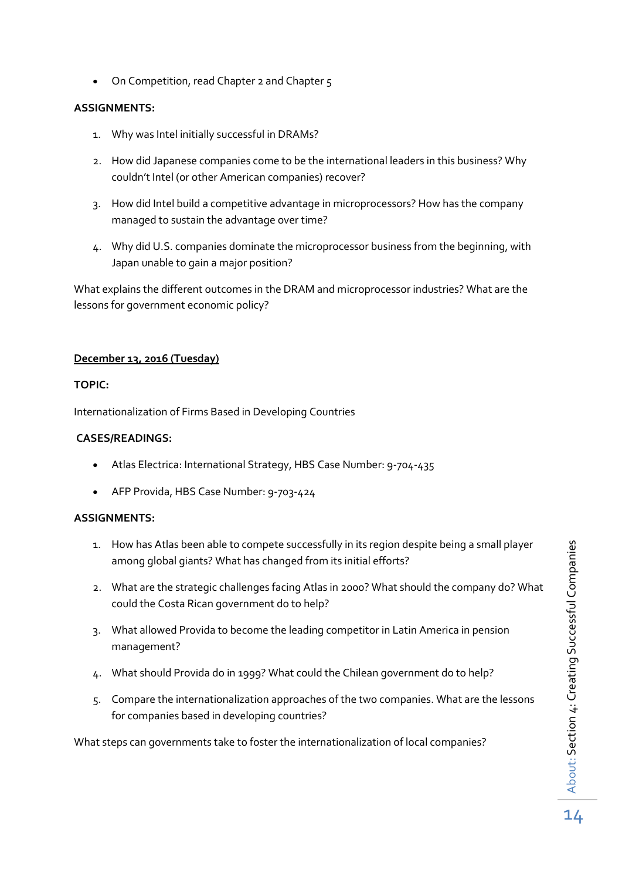- On Competition, read Chapter 2 and Chapter 5

**ASSIGNMENTS:**

1. Why was Intel initially successful in DRAMs?
2. How did Japanese companies come to be the international leaders in this business? Why couldn't Intel (or other American companies) recover?
3. How did Intel build a competitive advantage in microprocessors? How has the company managed to sustain the advantage over time?
4. Why did U.S. companies dominate the microprocessor business from the beginning, with Japan unable to gain a major position?

What explains the different outcomes in the DRAM and microprocessor industries? What are the lessons for government economic policy?

**December 13, 2016 (Tuesday)**

**TOPIC:**

Internationalization of Firms Based in Developing Countries

**CASES/READINGS:**

- Atlas Electrica: International Strategy, HBS Case Number: 9-704-435
- AFP Provida, HBS Case Number: 9-703-424

**ASSIGNMENTS:**

1. How has Atlas been able to compete successfully in its region despite being a small player among global giants? What has changed from its initial efforts?
2. What are the strategic challenges facing Atlas in 2000? What should the company do? What could the Costa Rican government do to help?
3. What allowed Provida to become the leading competitor in Latin America in pension management?
4. What should Provida do in 1999? What could the Chilean government do to help?
5. Compare the internationalization approaches of the two companies. What are the lessons for companies based in developing countries?

What steps can governments take to foster the internationalization of local companies?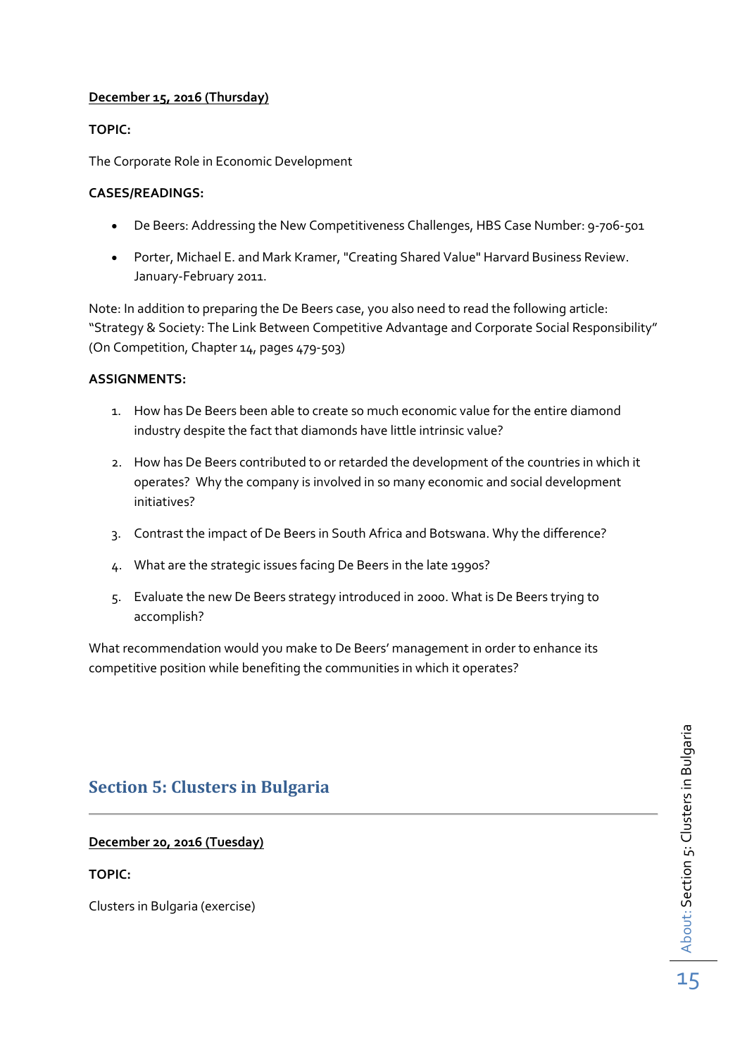**December 15, 2016 (Thursday)**

**TOPIC:**

The Corporate Role in Economic Development

**CASES/READINGS:**

- De Beers: Addressing the New Competitiveness Challenges, HBS Case Number: 9-706-501
- Porter, Michael E. and Mark Kramer, "Creating Shared Value" Harvard Business Review. January-February 2011.

Note: In addition to preparing the De Beers case, you also need to read the following article: "Strategy & Society: The Link Between Competitive Advantage and Corporate Social Responsibility" (On Competition, Chapter 14, pages 479-503)

**ASSIGNMENTS:**

1. How has De Beers been able to create so much economic value for the entire diamond industry despite the fact that diamonds have little intrinsic value?
2. How has De Beers contributed to or retarded the development of the countries in which it operates? Why the company is involved in so many economic and social development initiatives?
3. Contrast the impact of De Beers in South Africa and Botswana. Why the difference?
4. What are the strategic issues facing De Beers in the late 1990s?
5. Evaluate the new De Beers strategy introduced in 2000. What is De Beers trying to accomplish?

What recommendation would you make to De Beers' management in order to enhance its competitive position while benefiting the communities in which it operates?

## Section 5: Clusters in Bulgaria

**December 20, 2016 (Tuesday)**

**TOPIC:**

Clusters in Bulgaria (exercise)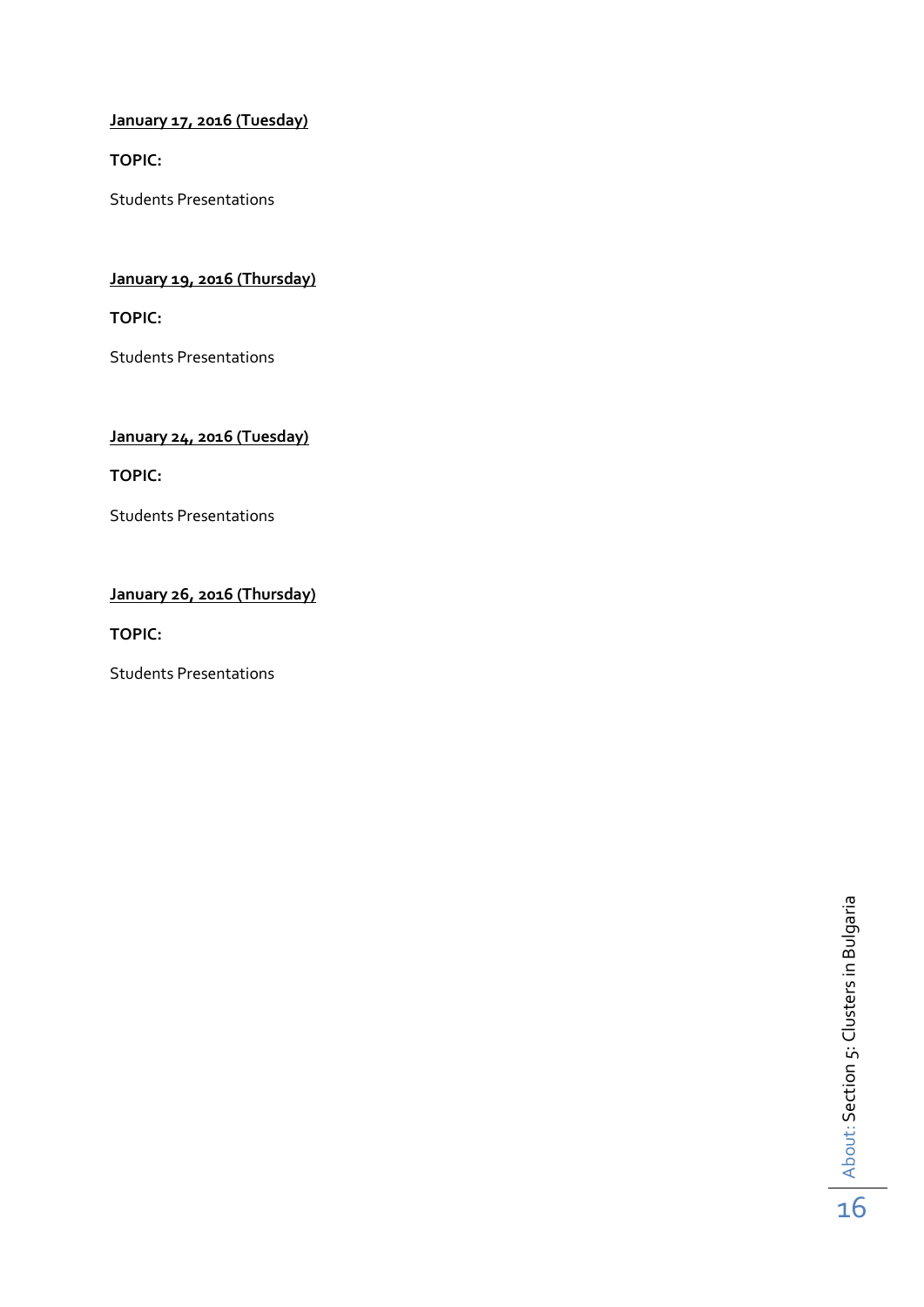**January 17, 2016 (Tuesday)**

**TOPIC:**

Students Presentations

**January 19, 2016 (Thursday)**

**TOPIC:**

Students Presentations

**January 24, 2016 (Tuesday)**

**TOPIC:**

Students Presentations

**January 26, 2016 (Thursday)**

**TOPIC:**

Students Presentations